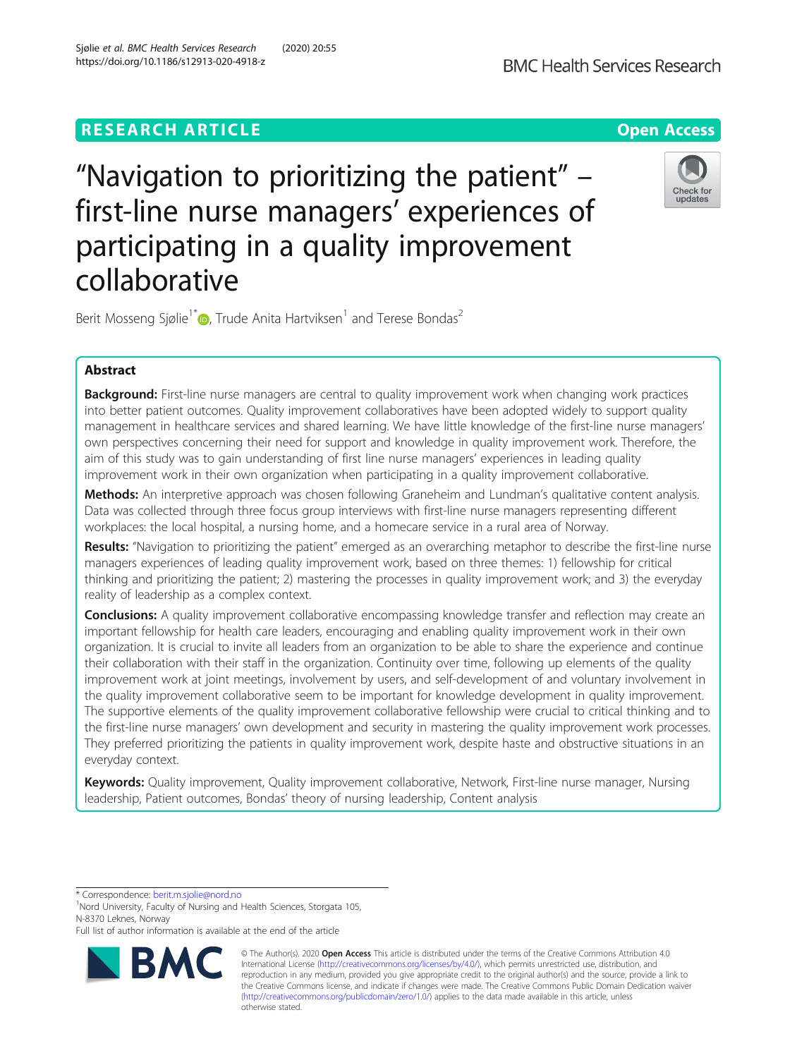RESEARCH ARTICLE

Open Access

# "Navigation to prioritizing the patient" – first-line nurse managers' experiences of participating in a quality improvement collaborative

Berit Mosseng Sjølie[1*], Trude Anita Hartviksen[1] and Terese Bondas[2]

## Abstract

**Background:** First-line nurse managers are central to quality improvement work when changing work practices into better patient outcomes. Quality improvement collaboratives have been adopted widely to support quality management in healthcare services and shared learning. We have little knowledge of the first-line nurse managers' own perspectives concerning their need for support and knowledge in quality improvement work. Therefore, the aim of this study was to gain understanding of first line nurse managers' experiences in leading quality improvement work in their own organization when participating in a quality improvement collaborative.

**Methods:** An interpretive approach was chosen following Graneheim and Lundman's qualitative content analysis. Data was collected through three focus group interviews with first-line nurse managers representing different workplaces: the local hospital, a nursing home, and a homecare service in a rural area of Norway.

**Results:** "Navigation to prioritizing the patient" emerged as an overarching metaphor to describe the first-line nurse managers experiences of leading quality improvement work, based on three themes: 1) fellowship for critical thinking and prioritizing the patient; 2) mastering the processes in quality improvement work; and 3) the everyday reality of leadership as a complex context.

**Conclusions:** A quality improvement collaborative encompassing knowledge transfer and reflection may create an important fellowship for health care leaders, encouraging and enabling quality improvement work in their own organization. It is crucial to invite all leaders from an organization to be able to share the experience and continue their collaboration with their staff in the organization. Continuity over time, following up elements of the quality improvement work at joint meetings, involvement by users, and self-development of and voluntary involvement in the quality improvement collaborative seem to be important for knowledge development in quality improvement. The supportive elements of the quality improvement collaborative fellowship were crucial to critical thinking and to the first-line nurse managers' own development and security in mastering the quality improvement work processes. They preferred prioritizing the patients in quality improvement work, despite haste and obstructive situations in an everyday context.

**Keywords:** Quality improvement, Quality improvement collaborative, Network, First-line nurse manager, Nursing leadership, Patient outcomes, Bondas' theory of nursing leadership, Content analysis

* Correspondence: berit.m.sjolie@nord.no
[1]Nord University, Faculty of Nursing and Health Sciences, Storgata 105, N-8370 Leknes, Norway
Full list of author information is available at the end of the article

© The Author(s). 2020 **Open Access** This article is distributed under the terms of the Creative Commons Attribution 4.0 International License (http://creativecommons.org/licenses/by/4.0/), which permits unrestricted use, distribution, and reproduction in any medium, provided you give appropriate credit to the original author(s) and the source, provide a link to the Creative Commons license, and indicate if changes were made. The Creative Commons Public Domain Dedication waiver (http://creativecommons.org/publicdomain/zero/1.0/) applies to the data made available in this article, unless otherwise stated.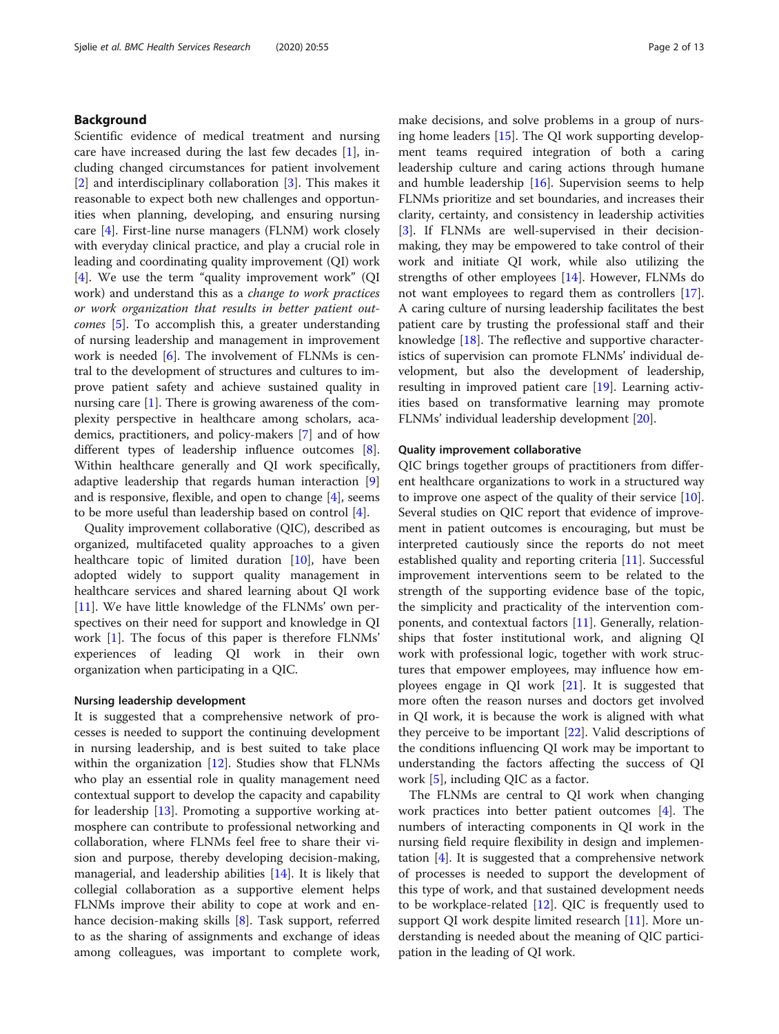## Background

Scientific evidence of medical treatment and nursing care have increased during the last few decades [1], including changed circumstances for patient involvement [2] and interdisciplinary collaboration [3]. This makes it reasonable to expect both new challenges and opportunities when planning, developing, and ensuring nursing care [4]. First-line nurse managers (FLNM) work closely with everyday clinical practice, and play a crucial role in leading and coordinating quality improvement (QI) work [4]. We use the term "quality improvement work" (QI work) and understand this as a *change to work practices or work organization that results in better patient outcomes* [5]. To accomplish this, a greater understanding of nursing leadership and management in improvement work is needed [6]. The involvement of FLNMs is central to the development of structures and cultures to improve patient safety and achieve sustained quality in nursing care [1]. There is growing awareness of the complexity perspective in healthcare among scholars, academics, practitioners, and policy-makers [7] and of how different types of leadership influence outcomes [8]. Within healthcare generally and QI work specifically, adaptive leadership that regards human interaction [9] and is responsive, flexible, and open to change [4], seems to be more useful than leadership based on control [4].

Quality improvement collaborative (QIC), described as organized, multifaceted quality approaches to a given healthcare topic of limited duration [10], have been adopted widely to support quality management in healthcare services and shared learning about QI work [11]. We have little knowledge of the FLNMs' own perspectives on their need for support and knowledge in QI work [1]. The focus of this paper is therefore FLNMs' experiences of leading QI work in their own organization when participating in a QIC.

### Nursing leadership development

It is suggested that a comprehensive network of processes is needed to support the continuing development in nursing leadership, and is best suited to take place within the organization [12]. Studies show that FLNMs who play an essential role in quality management need contextual support to develop the capacity and capability for leadership [13]. Promoting a supportive working atmosphere can contribute to professional networking and collaboration, where FLNMs feel free to share their vision and purpose, thereby developing decision-making, managerial, and leadership abilities [14]. It is likely that collegial collaboration as a supportive element helps FLNMs improve their ability to cope at work and enhance decision-making skills [8]. Task support, referred to as the sharing of assignments and exchange of ideas among colleagues, was important to complete work, make decisions, and solve problems in a group of nursing home leaders [15]. The QI work supporting development teams required integration of both a caring leadership culture and caring actions through humane and humble leadership [16]. Supervision seems to help FLNMs prioritize and set boundaries, and increases their clarity, certainty, and consistency in leadership activities [3]. If FLNMs are well-supervised in their decision-making, they may be empowered to take control of their work and initiate QI work, while also utilizing the strengths of other employees [14]. However, FLNMs do not want employees to regard them as controllers [17]. A caring culture of nursing leadership facilitates the best patient care by trusting the professional staff and their knowledge [18]. The reflective and supportive characteristics of supervision can promote FLNMs' individual development, but also the development of leadership, resulting in improved patient care [19]. Learning activities based on transformative learning may promote FLNMs' individual leadership development [20].

### Quality improvement collaborative

QIC brings together groups of practitioners from different healthcare organizations to work in a structured way to improve one aspect of the quality of their service [10]. Several studies on QIC report that evidence of improvement in patient outcomes is encouraging, but must be interpreted cautiously since the reports do not meet established quality and reporting criteria [11]. Successful improvement interventions seem to be related to the strength of the supporting evidence base of the topic, the simplicity and practicality of the intervention components, and contextual factors [11]. Generally, relationships that foster institutional work, and aligning QI work with professional logic, together with work structures that empower employees, may influence how employees engage in QI work [21]. It is suggested that more often the reason nurses and doctors get involved in QI work, it is because the work is aligned with what they perceive to be important [22]. Valid descriptions of the conditions influencing QI work may be important to understanding the factors affecting the success of QI work [5], including QIC as a factor.

The FLNMs are central to QI work when changing work practices into better patient outcomes [4]. The numbers of interacting components in QI work in the nursing field require flexibility in design and implementation [4]. It is suggested that a comprehensive network of processes is needed to support the development of this type of work, and that sustained development needs to be workplace-related [12]. QIC is frequently used to support QI work despite limited research [11]. More understanding is needed about the meaning of QIC participation in the leading of QI work.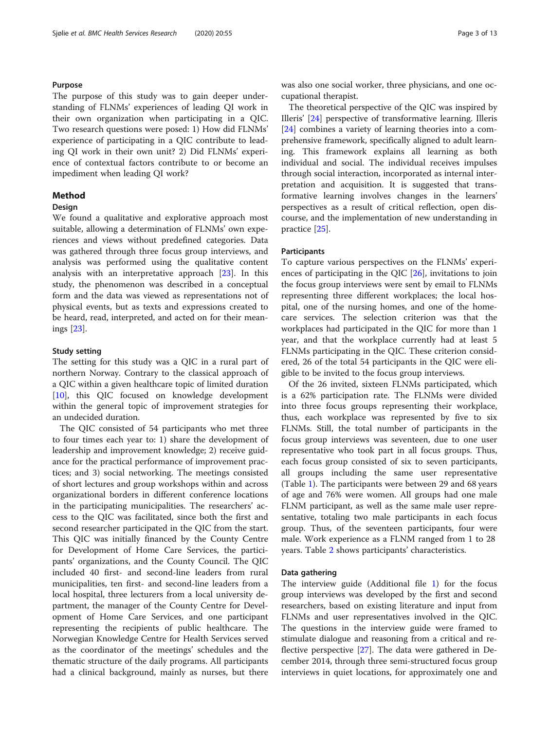### Purpose

The purpose of this study was to gain deeper understanding of FLNMs' experiences of leading QI work in their own organization when participating in a QIC. Two research questions were posed: 1) How did FLNMs' experience of participating in a QIC contribute to leading QI work in their own unit? 2) Did FLNMs' experience of contextual factors contribute to or become an impediment when leading QI work?

## Method

### Design

We found a qualitative and explorative approach most suitable, allowing a determination of FLNMs' own experiences and views without predefined categories. Data was gathered through three focus group interviews, and analysis was performed using the qualitative content analysis with an interpretative approach [23]. In this study, the phenomenon was described in a conceptual form and the data was viewed as representations not of physical events, but as texts and expressions created to be heard, read, interpreted, and acted on for their meanings [23].

### Study setting

The setting for this study was a QIC in a rural part of northern Norway. Contrary to the classical approach of a QIC within a given healthcare topic of limited duration [10], this QIC focused on knowledge development within the general topic of improvement strategies for an undecided duration.

The QIC consisted of 54 participants who met three to four times each year to: 1) share the development of leadership and improvement knowledge; 2) receive guidance for the practical performance of improvement practices; and 3) social networking. The meetings consisted of short lectures and group workshops within and across organizational borders in different conference locations in the participating municipalities. The researchers' access to the QIC was facilitated, since both the first and second researcher participated in the QIC from the start. This QIC was initially financed by the County Centre for Development of Home Care Services, the participants' organizations, and the County Council. The QIC included 40 first- and second-line leaders from rural municipalities, ten first- and second-line leaders from a local hospital, three lecturers from a local university department, the manager of the County Centre for Development of Home Care Services, and one participant representing the recipients of public healthcare. The Norwegian Knowledge Centre for Health Services served as the coordinator of the meetings' schedules and the thematic structure of the daily programs. All participants had a clinical background, mainly as nurses, but there was also one social worker, three physicians, and one occupational therapist.

The theoretical perspective of the QIC was inspired by Illeris' [24] perspective of transformative learning. Illeris [24] combines a variety of learning theories into a comprehensive framework, specifically aligned to adult learning. This framework explains all learning as both individual and social. The individual receives impulses through social interaction, incorporated as internal interpretation and acquisition. It is suggested that transformative learning involves changes in the learners' perspectives as a result of critical reflection, open discourse, and the implementation of new understanding in practice [25].

### Participants

To capture various perspectives on the FLNMs' experiences of participating in the QIC [26], invitations to join the focus group interviews were sent by email to FLNMs representing three different workplaces; the local hospital, one of the nursing homes, and one of the home-care services. The selection criterion was that the workplaces had participated in the QIC for more than 1 year, and that the workplace currently had at least 5 FLNMs participating in the QIC. These criterion considered, 26 of the total 54 participants in the QIC were eligible to be invited to the focus group interviews.

Of the 26 invited, sixteen FLNMs participated, which is a 62% participation rate. The FLNMs were divided into three focus groups representing their workplace, thus, each workplace was represented by five to six FLNMs. Still, the total number of participants in the focus group interviews was seventeen, due to one user representative who took part in all focus groups. Thus, each focus group consisted of six to seven participants, all groups including the same user representative (Table 1). The participants were between 29 and 68 years of age and 76% were women. All groups had one male FLNM participant, as well as the same male user representative, totaling two male participants in each focus group. Thus, of the seventeen participants, four were male. Work experience as a FLNM ranged from 1 to 28 years. Table 2 shows participants' characteristics.

### Data gathering

The interview guide (Additional file 1) for the focus group interviews was developed by the first and second researchers, based on existing literature and input from FLNMs and user representatives involved in the QIC. The questions in the interview guide were framed to stimulate dialogue and reasoning from a critical and reflective perspective [27]. The data were gathered in December 2014, through three semi-structured focus group interviews in quiet locations, for approximately one and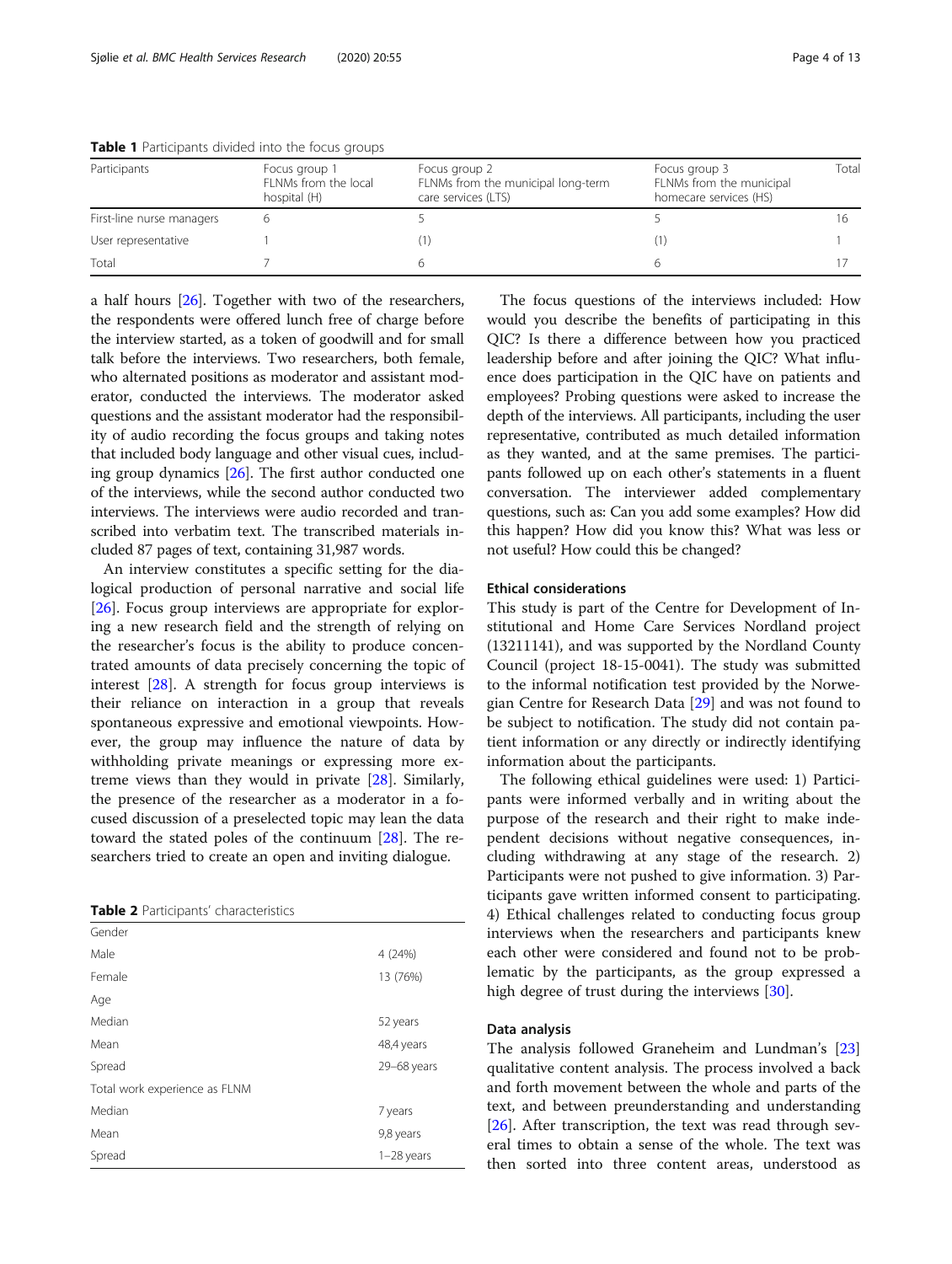**Table 1** Participants divided into the focus groups

| Participants | Focus group 1 FLNMs from the local hospital (H) | Focus group 2 FLNMs from the municipal long-term care services (LTS) | Focus group 3 FLNMs from the municipal homecare services (HS) | Total |
|---|---|---|---|---|
| First-line nurse managers | 6 | 5 | 5 | 16 |
| User representative | 1 | (1) | (1) | 1 |
| Total | 7 | 6 | 6 | 17 |

a half hours [26]. Together with two of the researchers, the respondents were offered lunch free of charge before the interview started, as a token of goodwill and for small talk before the interviews. Two researchers, both female, who alternated positions as moderator and assistant moderator, conducted the interviews. The moderator asked questions and the assistant moderator had the responsibility of audio recording the focus groups and taking notes that included body language and other visual cues, including group dynamics [26]. The first author conducted one of the interviews, while the second author conducted two interviews. The interviews were audio recorded and transcribed into verbatim text. The transcribed materials included 87 pages of text, containing 31,987 words.

An interview constitutes a specific setting for the dialogical production of personal narrative and social life [26]. Focus group interviews are appropriate for exploring a new research field and the strength of relying on the researcher's focus is the ability to produce concentrated amounts of data precisely concerning the topic of interest [28]. A strength for focus group interviews is their reliance on interaction in a group that reveals spontaneous expressive and emotional viewpoints. However, the group may influence the nature of data by withholding private meanings or expressing more extreme views than they would in private [28]. Similarly, the presence of the researcher as a moderator in a focused discussion of a preselected topic may lean the data toward the stated poles of the continuum [28]. The researchers tried to create an open and inviting dialogue.

**Table 2** Participants' characteristics

| | |
|---|---|
| Gender | |
| Male | 4 (24%) |
| Female | 13 (76%) |
| Age | |
| Median | 52 years |
| Mean | 48,4 years |
| Spread | 29–68 years |
| Total work experience as FLNM | |
| Median | 7 years |
| Mean | 9,8 years |
| Spread | 1–28 years |

The focus questions of the interviews included: How would you describe the benefits of participating in this QIC? Is there a difference between how you practiced leadership before and after joining the QIC? What influence does participation in the QIC have on patients and employees? Probing questions were asked to increase the depth of the interviews. All participants, including the user representative, contributed as much detailed information as they wanted, and at the same premises. The participants followed up on each other's statements in a fluent conversation. The interviewer added complementary questions, such as: Can you add some examples? How did this happen? How did you know this? What was less or not useful? How could this be changed?

### Ethical considerations

This study is part of the Centre for Development of Institutional and Home Care Services Nordland project (13211141), and was supported by the Nordland County Council (project 18-15-0041). The study was submitted to the informal notification test provided by the Norwegian Centre for Research Data [29] and was not found to be subject to notification. The study did not contain patient information or any directly or indirectly identifying information about the participants.

The following ethical guidelines were used: 1) Participants were informed verbally and in writing about the purpose of the research and their right to make independent decisions without negative consequences, including withdrawing at any stage of the research. 2) Participants were not pushed to give information. 3) Participants gave written informed consent to participating. 4) Ethical challenges related to conducting focus group interviews when the researchers and participants knew each other were considered and found not to be problematic by the participants, as the group expressed a high degree of trust during the interviews [30].

### Data analysis

The analysis followed Graneheim and Lundman's [23] qualitative content analysis. The process involved a back and forth movement between the whole and parts of the text, and between preunderstanding and understanding [26]. After transcription, the text was read through several times to obtain a sense of the whole. The text was then sorted into three content areas, understood as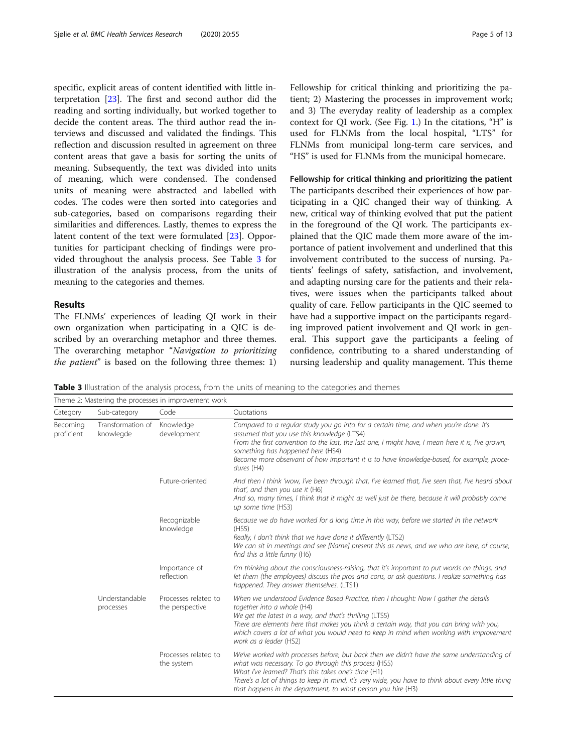specific, explicit areas of content identified with little interpretation [23]. The first and second author did the reading and sorting individually, but worked together to decide the content areas. The third author read the interviews and discussed and validated the findings. This reflection and discussion resulted in agreement on three content areas that gave a basis for sorting the units of meaning. Subsequently, the text was divided into units of meaning, which were condensed. The condensed units of meaning were abstracted and labelled with codes. The codes were then sorted into categories and sub-categories, based on comparisons regarding their similarities and differences. Lastly, themes to express the latent content of the text were formulated [23]. Opportunities for participant checking of findings were provided throughout the analysis process. See Table 3 for illustration of the analysis process, from the units of meaning to the categories and themes.

## Results

The FLNMs' experiences of leading QI work in their own organization when participating in a QIC is described by an overarching metaphor and three themes. The overarching metaphor "*Navigation to prioritizing the patient*" is based on the following three themes: 1) Fellowship for critical thinking and prioritizing the patient; 2) Mastering the processes in improvement work; and 3) The everyday reality of leadership as a complex context for QI work. (See Fig. 1.) In the citations, "H" is used for FLNMs from the local hospital, "LTS" for FLNMs from municipal long-term care services, and "HS" is used for FLNMs from the municipal homecare.

### Fellowship for critical thinking and prioritizing the patient

The participants described their experiences of how participating in a QIC changed their way of thinking. A new, critical way of thinking evolved that put the patient in the foreground of the QI work. The participants explained that the QIC made them more aware of the importance of patient involvement and underlined that this involvement contributed to the success of nursing. Patients' feelings of safety, satisfaction, and involvement, and adapting nursing care for the patients and their relatives, were issues when the participants talked about quality of care. Fellow participants in the QIC seemed to have had a supportive impact on the participants regarding improved patient involvement and QI work in general. This support gave the participants a feeling of confidence, contributing to a shared understanding of nursing leadership and quality management. This theme

**Table 3** Illustration of the analysis process, from the units of meaning to the categories and themes

| Theme 2: Mastering the processes in improvement work | | | |
|---|---|---|---|
| Category | Sub-category | Code | Quotations |
| Becoming proficient | Transformation of knowlegde | Knowledge development | *Compared to a regular study you go into for a certain time, and when you're done. It's assumed that you use this knowledge* (LTS4)<br>*From the first convention to the last, the last one, I might have, I mean here it is, I've grown, something has happened here* (HS4)<br>*Become more observant of how important it is to have knowledge-based, for example, procedures* (H4) |
| | | Future-oriented | *And then I think 'wow, I've been through that, I've learned that, I've seen that, I've heard about that', and then you use it* (H6)<br>*And so, many times, I think that it might as well just be there, because it will probably come up some time* (HS3) |
| | | Recognizable knowledge | *Because we do have worked for a long time in this way, before we started in the network* (HS5)<br>*Really, I don't think that we have done it differently* (LTS2)<br>*We can sit in meetings and see [Name] present this as news, and we who are here, of course, find this a little funny* (H6) |
| | | Importance of reflection | *I'm thinking about the consciousness-raising, that it's important to put words on things, and let them (the employees) discuss the pros and cons, or ask questions. I realize something has happened. They answer themselves.* (LTS1) |
| | Understandable processes | Processes related to the perspective | *When we understood Evidence Based Practice, then I thought: Now I gather the details together into a whole* (H4)<br>*We get the latest in a way, and that's thrilling* (LTS5)<br>*There are elements here that makes you think a certain way, that you can bring with you, which covers a lot of what you would need to keep in mind when working with improvement work as a leader* (HS2) |
| | | Processes related to the system | *We've worked with processes before, but back then we didn't have the same understanding of what was necessary. To go through this process* (HS5)<br>*What I've learned? That's this takes one's time* (H1)<br>*There's a lot of things to keep in mind, it's very wide, you have to think about every little thing that happens in the department, to what person you hire* (H3) |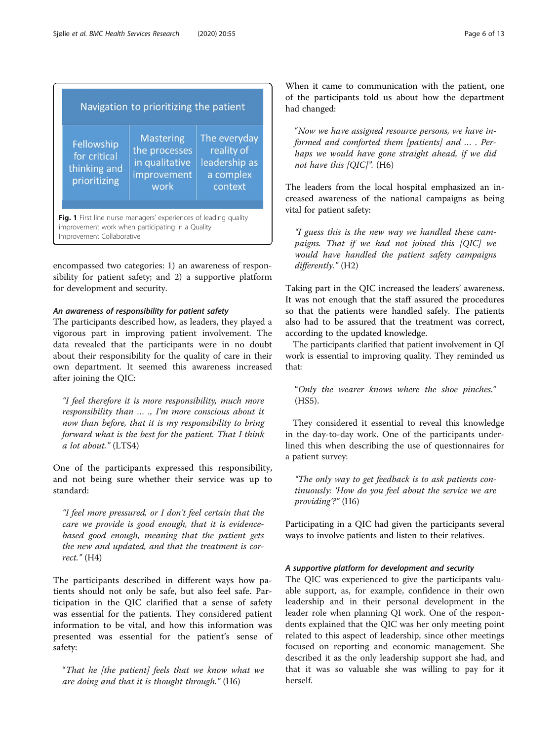| Navigation to prioritizing the patient | | |
|---|---|---|
| Fellowship for critical thinking and prioritizing | Mastering the processes in qualitative improvement work | The everyday reality of leadership as a complex context |

**Fig. 1** First line nurse managers' experiences of leading quality improvement work when participating in a Quality Improvement Collaborative

encompassed two categories: 1) an awareness of responsibility for patient safety; and 2) a supportive platform for development and security.

### *An awareness of responsibility for patient safety*

The participants described how, as leaders, they played a vigorous part in improving patient involvement. The data revealed that the participants were in no doubt about their responsibility for the quality of care in their own department. It seemed this awareness increased after joining the QIC:

> *"I feel therefore it is more responsibility, much more responsibility than … ., I'm more conscious about it now than before, that it is my responsibility to bring forward what is the best for the patient. That I think a lot about."* (LTS4)

One of the participants expressed this responsibility, and not being sure whether their service was up to standard:

> *"I feel more pressured, or I don't feel certain that the care we provide is good enough, that it is evidence-based good enough, meaning that the patient gets the new and updated, and that the treatment is correct."* (H4)

The participants described in different ways how patients should not only be safe, but also feel safe. Participation in the QIC clarified that a sense of safety was essential for the patients. They considered patient information to be vital, and how this information was presented was essential for the patient's sense of safety:

> *"That he [the patient] feels that we know what we are doing and that it is thought through."* (H6)

When it came to communication with the patient, one of the participants told us about how the department had changed:

> *"Now we have assigned resource persons, we have informed and comforted them [patients] and … . Perhaps we would have gone straight ahead, if we did not have this [QIC]".* (H6)

The leaders from the local hospital emphasized an increased awareness of the national campaigns as being vital for patient safety:

> *"I guess this is the new way we handled these campaigns. That if we had not joined this [QIC] we would have handled the patient safety campaigns differently."* (H2)

Taking part in the QIC increased the leaders' awareness. It was not enough that the staff assured the procedures so that the patients were handled safely. The patients also had to be assured that the treatment was correct, according to the updated knowledge.

The participants clarified that patient involvement in QI work is essential to improving quality. They reminded us that:

> *"Only the wearer knows where the shoe pinches."* (HS5).

They considered it essential to reveal this knowledge in the day-to-day work. One of the participants underlined this when describing the use of questionnaires for a patient survey:

> *"The only way to get feedback is to ask patients continuously: 'How do you feel about the service we are providing'?"* (H6)

Participating in a QIC had given the participants several ways to involve patients and listen to their relatives.

### *A supportive platform for development and security*

The QIC was experienced to give the participants valuable support, as, for example, confidence in their own leadership and in their personal development in the leader role when planning QI work. One of the respondents explained that the QIC was her only meeting point related to this aspect of leadership, since other meetings focused on reporting and economic management. She described it as the only leadership support she had, and that it was so valuable she was willing to pay for it herself.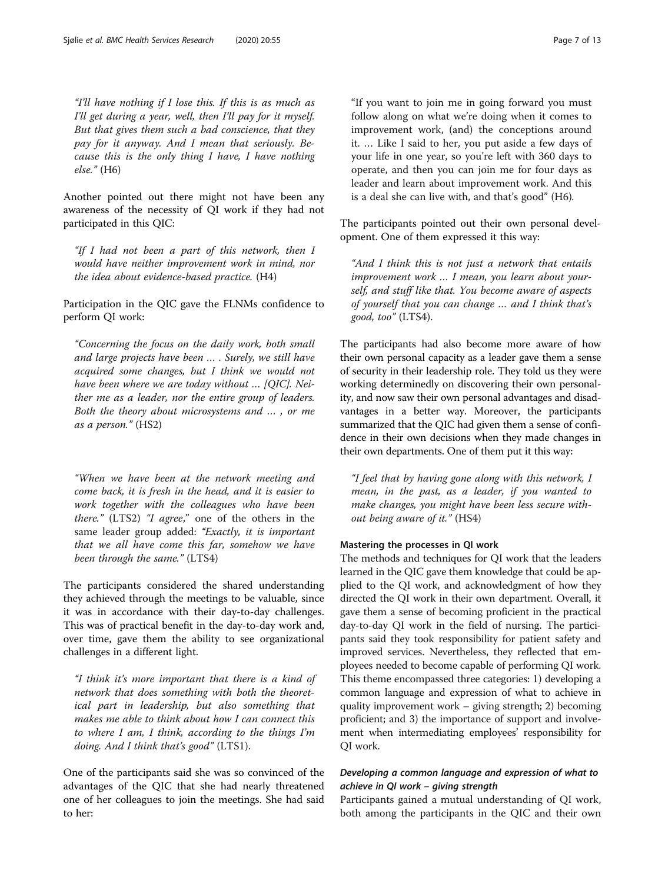*"I'll have nothing if I lose this. If this is as much as I'll get during a year, well, then I'll pay for it myself. But that gives them such a bad conscience, that they pay for it anyway. And I mean that seriously. Because this is the only thing I have, I have nothing else."* (H6)

Another pointed out there might not have been any awareness of the necessity of QI work if they had not participated in this QIC:

*"If I had not been a part of this network, then I would have neither improvement work in mind, nor the idea about evidence-based practice.* (H4)

Participation in the QIC gave the FLNMs confidence to perform QI work:

*"Concerning the focus on the daily work, both small and large projects have been … . Surely, we still have acquired some changes, but I think we would not have been where we are today without … [QIC]. Neither me as a leader, nor the entire group of leaders. Both the theory about microsystems and … , or me as a person."* (HS2)

*"When we have been at the network meeting and come back, it is fresh in the head, and it is easier to work together with the colleagues who have been there."* (LTS2) *"I agree,"* one of the others in the same leader group added: *"Exactly, it is important that we all have come this far, somehow we have been through the same."* (LTS4)

The participants considered the shared understanding they achieved through the meetings to be valuable, since it was in accordance with their day-to-day challenges. This was of practical benefit in the day-to-day work and, over time, gave them the ability to see organizational challenges in a different light.

*"I think it's more important that there is a kind of network that does something with both the theoretical part in leadership, but also something that makes me able to think about how I can connect this to where I am, I think, according to the things I'm doing. And I think that's good"* (LTS1).

One of the participants said she was so convinced of the advantages of the QIC that she had nearly threatened one of her colleagues to join the meetings. She had said to her:

"If you want to join me in going forward you must follow along on what we're doing when it comes to improvement work, (and) the conceptions around it. … Like I said to her, you put aside a few days of your life in one year, so you're left with 360 days to operate, and then you can join me for four days as leader and learn about improvement work. And this is a deal she can live with, and that's good" (H6).

The participants pointed out their own personal development. One of them expressed it this way:

*"And I think this is not just a network that entails improvement work … I mean, you learn about yourself, and stuff like that. You become aware of aspects of yourself that you can change … and I think that's good, too"* (LTS4).

The participants had also become more aware of how their own personal capacity as a leader gave them a sense of security in their leadership role. They told us they were working determinedly on discovering their own personality, and now saw their own personal advantages and disadvantages in a better way. Moreover, the participants summarized that the QIC had given them a sense of confidence in their own decisions when they made changes in their own departments. One of them put it this way:

*"I feel that by having gone along with this network, I mean, in the past, as a leader, if you wanted to make changes, you might have been less secure without being aware of it."* (HS4)

#### Mastering the processes in QI work

The methods and techniques for QI work that the leaders learned in the QIC gave them knowledge that could be applied to the QI work, and acknowledgment of how they directed the QI work in their own department. Overall, it gave them a sense of becoming proficient in the practical day-to-day QI work in the field of nursing. The participants said they took responsibility for patient safety and improved services. Nevertheless, they reflected that employees needed to become capable of performing QI work. This theme encompassed three categories: 1) developing a common language and expression of what to achieve in quality improvement work – giving strength; 2) becoming proficient; and 3) the importance of support and involvement when intermediating employees' responsibility for QI work.

##### *Developing a common language and expression of what to achieve in QI work – giving strength*

Participants gained a mutual understanding of QI work, both among the participants in the QIC and their own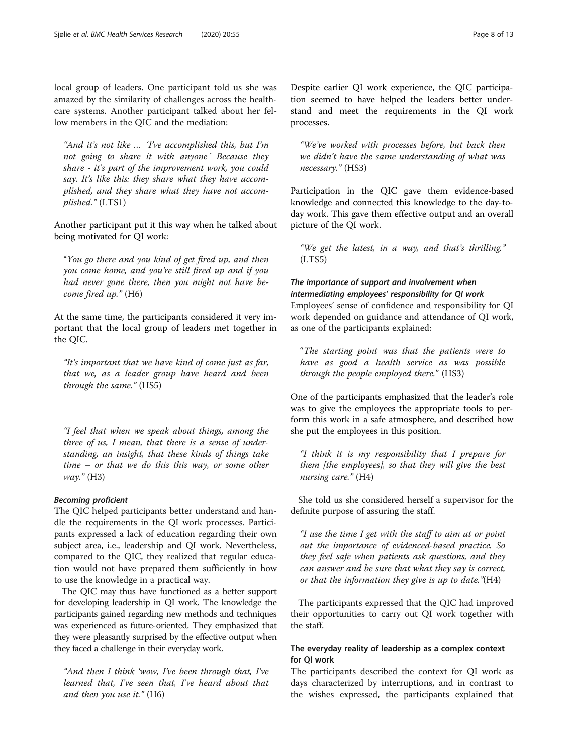local group of leaders. One participant told us she was amazed by the similarity of challenges across the healthcare systems. Another participant talked about her fellow members in the QIC and the mediation:

> "And it's not like … ´I've accomplished this, but I'm not going to share it with anyone´ Because they share - it's part of the improvement work, you could say. It's like this: they share what they have accomplished, and they share what they have not accomplished." (LTS1)

Another participant put it this way when he talked about being motivated for QI work:

> "You go there and you kind of get fired up, and then you come home, and you're still fired up and if you had never gone there, then you might not have become fired up." (H6)

At the same time, the participants considered it very important that the local group of leaders met together in the QIC.

> "It's important that we have kind of come just as far, that we, as a leader group have heard and been through the same." (HS5)

> "I feel that when we speak about things, among the three of us, I mean, that there is a sense of understanding, an insight, that these kinds of things take time – or that we do this this way, or some other way." (H3)

#### *Becoming proficient*

The QIC helped participants better understand and handle the requirements in the QI work processes. Participants expressed a lack of education regarding their own subject area, i.e., leadership and QI work. Nevertheless, compared to the QIC, they realized that regular education would not have prepared them sufficiently in how to use the knowledge in a practical way.

The QIC may thus have functioned as a better support for developing leadership in QI work. The knowledge the participants gained regarding new methods and techniques was experienced as future-oriented. They emphasized that they were pleasantly surprised by the effective output when they faced a challenge in their everyday work.

> "And then I think 'wow, I've been through that, I've learned that, I've seen that, I've heard about that and then you use it." (H6)

Despite earlier QI work experience, the QIC participation seemed to have helped the leaders better understand and meet the requirements in the QI work processes.

> "We've worked with processes before, but back then we didn't have the same understanding of what was necessary." (HS3)

Participation in the QIC gave them evidence-based knowledge and connected this knowledge to the day-to-day work. This gave them effective output and an overall picture of the QI work.

> "We get the latest, in a way, and that's thrilling." (LTS5)

#### *The importance of support and involvement when intermediating employees' responsibility for QI work*

Employees' sense of confidence and responsibility for QI work depended on guidance and attendance of QI work, as one of the participants explained:

> "The starting point was that the patients were to have as good a health service as was possible through the people employed there." (HS3)

One of the participants emphasized that the leader's role was to give the employees the appropriate tools to perform this work in a safe atmosphere, and described how she put the employees in this position.

> "I think it is my responsibility that I prepare for them [the employees], so that they will give the best nursing care." (H4)

She told us she considered herself a supervisor for the definite purpose of assuring the staff.

> "I use the time I get with the staff to aim at or point out the importance of evidenced-based practice. So they feel safe when patients ask questions, and they can answer and be sure that what they say is correct, or that the information they give is up to date."(H4)

The participants expressed that the QIC had improved their opportunities to carry out QI work together with the staff.

### The everyday reality of leadership as a complex context for QI work

The participants described the context for QI work as days characterized by interruptions, and in contrast to the wishes expressed, the participants explained that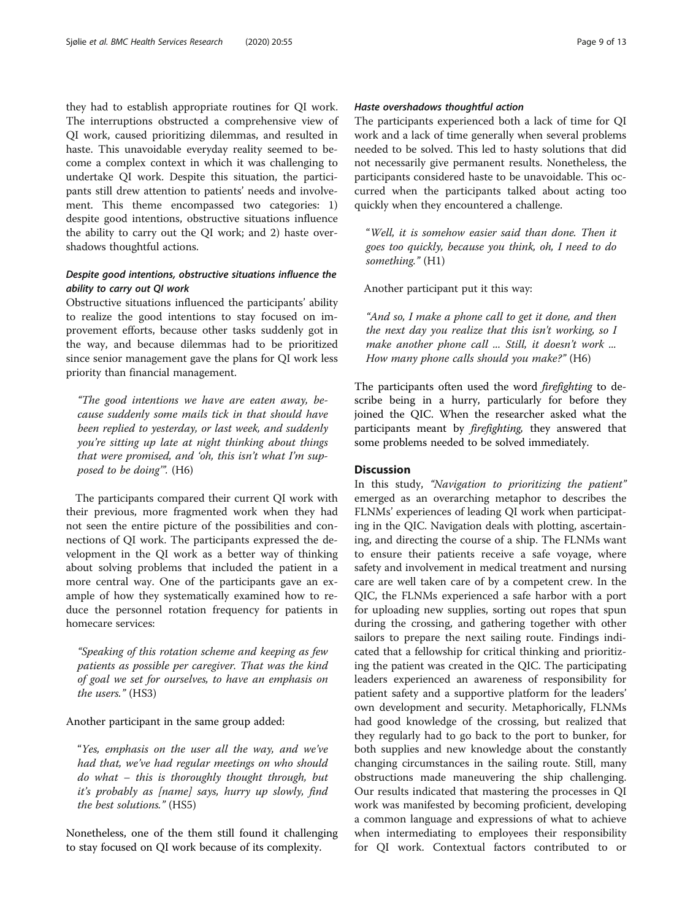they had to establish appropriate routines for QI work. The interruptions obstructed a comprehensive view of QI work, caused prioritizing dilemmas, and resulted in haste. This unavoidable everyday reality seemed to become a complex context in which it was challenging to undertake QI work. Despite this situation, the participants still drew attention to patients' needs and involvement. This theme encompassed two categories: 1) despite good intentions, obstructive situations influence the ability to carry out the QI work; and 2) haste overshadows thoughtful actions.

#### *Despite good intentions, obstructive situations influence the ability to carry out QI work*

Obstructive situations influenced the participants' ability to realize the good intentions to stay focused on improvement efforts, because other tasks suddenly got in the way, and because dilemmas had to be prioritized since senior management gave the plans for QI work less priority than financial management.

> *"The good intentions we have are eaten away, because suddenly some mails tick in that should have been replied to yesterday, or last week, and suddenly you're sitting up late at night thinking about things that were promised, and 'oh, this isn't what I'm supposed to be doing'".* (H6)

The participants compared their current QI work with their previous, more fragmented work when they had not seen the entire picture of the possibilities and connections of QI work. The participants expressed the development in the QI work as a better way of thinking about solving problems that included the patient in a more central way. One of the participants gave an example of how they systematically examined how to reduce the personnel rotation frequency for patients in homecare services:

> *"Speaking of this rotation scheme and keeping as few patients as possible per caregiver. That was the kind of goal we set for ourselves, to have an emphasis on the users."* (HS3)

Another participant in the same group added:

> "*Yes, emphasis on the user all the way, and we've had that, we've had regular meetings on who should do what – this is thoroughly thought through, but it's probably as [name] says, hurry up slowly, find the best solutions."* (HS5)

Nonetheless, one of the them still found it challenging to stay focused on QI work because of its complexity.

#### *Haste overshadows thoughtful action*

The participants experienced both a lack of time for QI work and a lack of time generally when several problems needed to be solved. This led to hasty solutions that did not necessarily give permanent results. Nonetheless, the participants considered haste to be unavoidable. This occurred when the participants talked about acting too quickly when they encountered a challenge.

> "*Well, it is somehow easier said than done. Then it goes too quickly, because you think, oh, I need to do something."* (H1)

Another participant put it this way:

> *"And so, I make a phone call to get it done, and then the next day you realize that this isn't working, so I make another phone call ... Still, it doesn't work ... How many phone calls should you make?"* (H6)

The participants often used the word *firefighting* to describe being in a hurry, particularly for before they joined the QIC. When the researcher asked what the participants meant by *firefighting,* they answered that some problems needed to be solved immediately.

## Discussion

In this study, *"Navigation to prioritizing the patient"* emerged as an overarching metaphor to describes the FLNMs' experiences of leading QI work when participating in the QIC. Navigation deals with plotting, ascertaining, and directing the course of a ship. The FLNMs want to ensure their patients receive a safe voyage, where safety and involvement in medical treatment and nursing care are well taken care of by a competent crew. In the QIC, the FLNMs experienced a safe harbor with a port for uploading new supplies, sorting out ropes that spun during the crossing, and gathering together with other sailors to prepare the next sailing route. Findings indicated that a fellowship for critical thinking and prioritizing the patient was created in the QIC. The participating leaders experienced an awareness of responsibility for patient safety and a supportive platform for the leaders' own development and security. Metaphorically, FLNMs had good knowledge of the crossing, but realized that they regularly had to go back to the port to bunker, for both supplies and new knowledge about the constantly changing circumstances in the sailing route. Still, many obstructions made maneuvering the ship challenging. Our results indicated that mastering the processes in QI work was manifested by becoming proficient, developing a common language and expressions of what to achieve when intermediating to employees their responsibility for QI work. Contextual factors contributed to or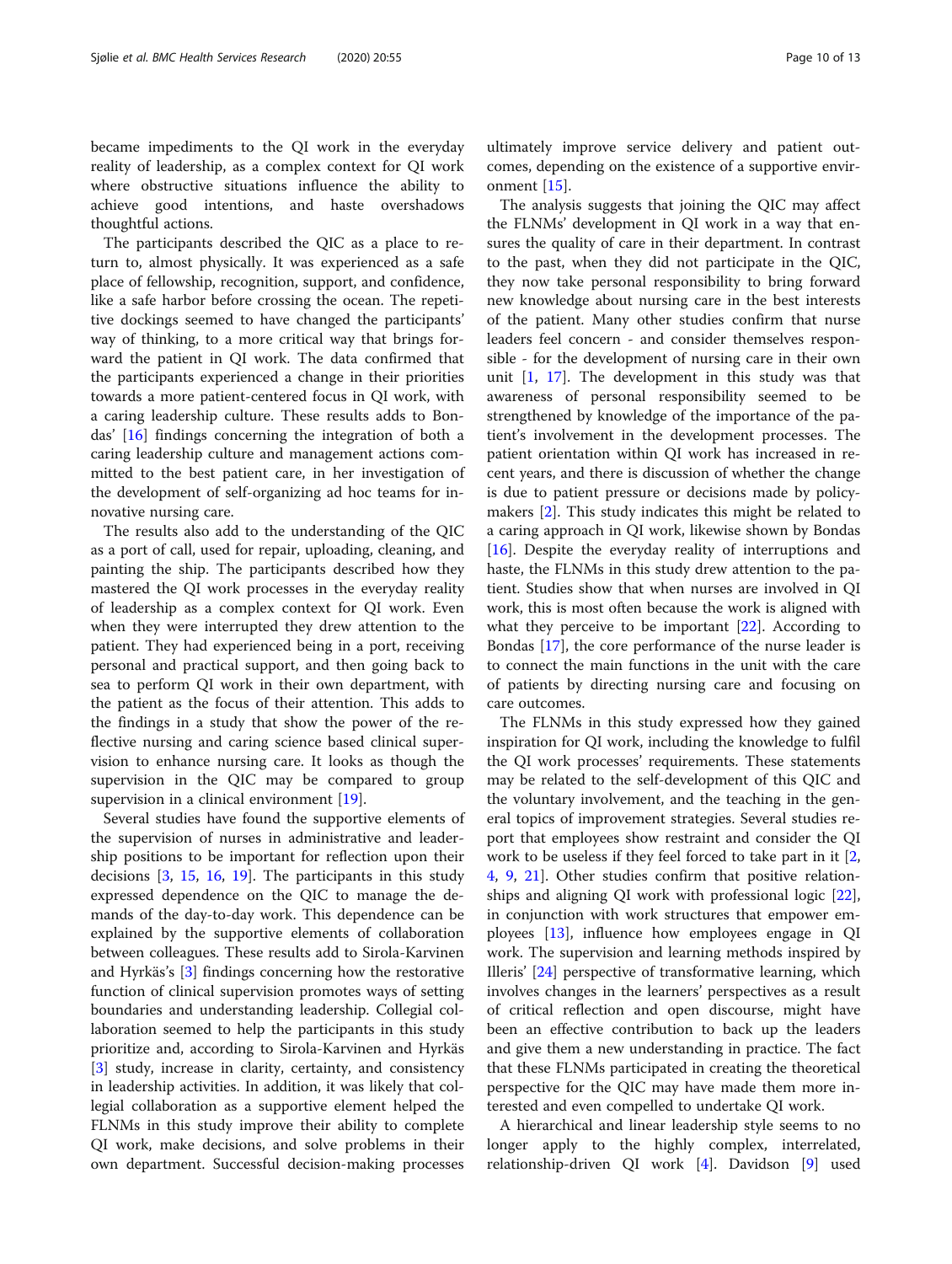became impediments to the QI work in the everyday reality of leadership, as a complex context for QI work where obstructive situations influence the ability to achieve good intentions, and haste overshadows thoughtful actions.

The participants described the QIC as a place to return to, almost physically. It was experienced as a safe place of fellowship, recognition, support, and confidence, like a safe harbor before crossing the ocean. The repetitive dockings seemed to have changed the participants' way of thinking, to a more critical way that brings forward the patient in QI work. The data confirmed that the participants experienced a change in their priorities towards a more patient-centered focus in QI work, with a caring leadership culture. These results adds to Bondas' [16] findings concerning the integration of both a caring leadership culture and management actions committed to the best patient care, in her investigation of the development of self-organizing ad hoc teams for innovative nursing care.

The results also add to the understanding of the QIC as a port of call, used for repair, uploading, cleaning, and painting the ship. The participants described how they mastered the QI work processes in the everyday reality of leadership as a complex context for QI work. Even when they were interrupted they drew attention to the patient. They had experienced being in a port, receiving personal and practical support, and then going back to sea to perform QI work in their own department, with the patient as the focus of their attention. This adds to the findings in a study that show the power of the reflective nursing and caring science based clinical supervision to enhance nursing care. It looks as though the supervision in the QIC may be compared to group supervision in a clinical environment [19].

Several studies have found the supportive elements of the supervision of nurses in administrative and leadership positions to be important for reflection upon their decisions [3, 15, 16, 19]. The participants in this study expressed dependence on the QIC to manage the demands of the day-to-day work. This dependence can be explained by the supportive elements of collaboration between colleagues. These results add to Sirola-Karvinen and Hyrkäs's [3] findings concerning how the restorative function of clinical supervision promotes ways of setting boundaries and understanding leadership. Collegial collaboration seemed to help the participants in this study prioritize and, according to Sirola-Karvinen and Hyrkäs [3] study, increase in clarity, certainty, and consistency in leadership activities. In addition, it was likely that collegial collaboration as a supportive element helped the FLNMs in this study improve their ability to complete QI work, make decisions, and solve problems in their own department. Successful decision-making processes ultimately improve service delivery and patient outcomes, depending on the existence of a supportive environment [15].

The analysis suggests that joining the QIC may affect the FLNMs' development in QI work in a way that ensures the quality of care in their department. In contrast to the past, when they did not participate in the QIC, they now take personal responsibility to bring forward new knowledge about nursing care in the best interests of the patient. Many other studies confirm that nurse leaders feel concern - and consider themselves responsible - for the development of nursing care in their own unit [1, 17]. The development in this study was that awareness of personal responsibility seemed to be strengthened by knowledge of the importance of the patient's involvement in the development processes. The patient orientation within QI work has increased in recent years, and there is discussion of whether the change is due to patient pressure or decisions made by policymakers [2]. This study indicates this might be related to a caring approach in QI work, likewise shown by Bondas [16]. Despite the everyday reality of interruptions and haste, the FLNMs in this study drew attention to the patient. Studies show that when nurses are involved in QI work, this is most often because the work is aligned with what they perceive to be important [22]. According to Bondas [17], the core performance of the nurse leader is to connect the main functions in the unit with the care of patients by directing nursing care and focusing on care outcomes.

The FLNMs in this study expressed how they gained inspiration for QI work, including the knowledge to fulfil the QI work processes' requirements. These statements may be related to the self-development of this QIC and the voluntary involvement, and the teaching in the general topics of improvement strategies. Several studies report that employees show restraint and consider the QI work to be useless if they feel forced to take part in it [2, 4, 9, 21]. Other studies confirm that positive relationships and aligning QI work with professional logic [22], in conjunction with work structures that empower employees [13], influence how employees engage in QI work. The supervision and learning methods inspired by Illeris' [24] perspective of transformative learning, which involves changes in the learners' perspectives as a result of critical reflection and open discourse, might have been an effective contribution to back up the leaders and give them a new understanding in practice. The fact that these FLNMs participated in creating the theoretical perspective for the QIC may have made them more interested and even compelled to undertake QI work.

A hierarchical and linear leadership style seems to no longer apply to the highly complex, interrelated, relationship-driven QI work [4]. Davidson [9] used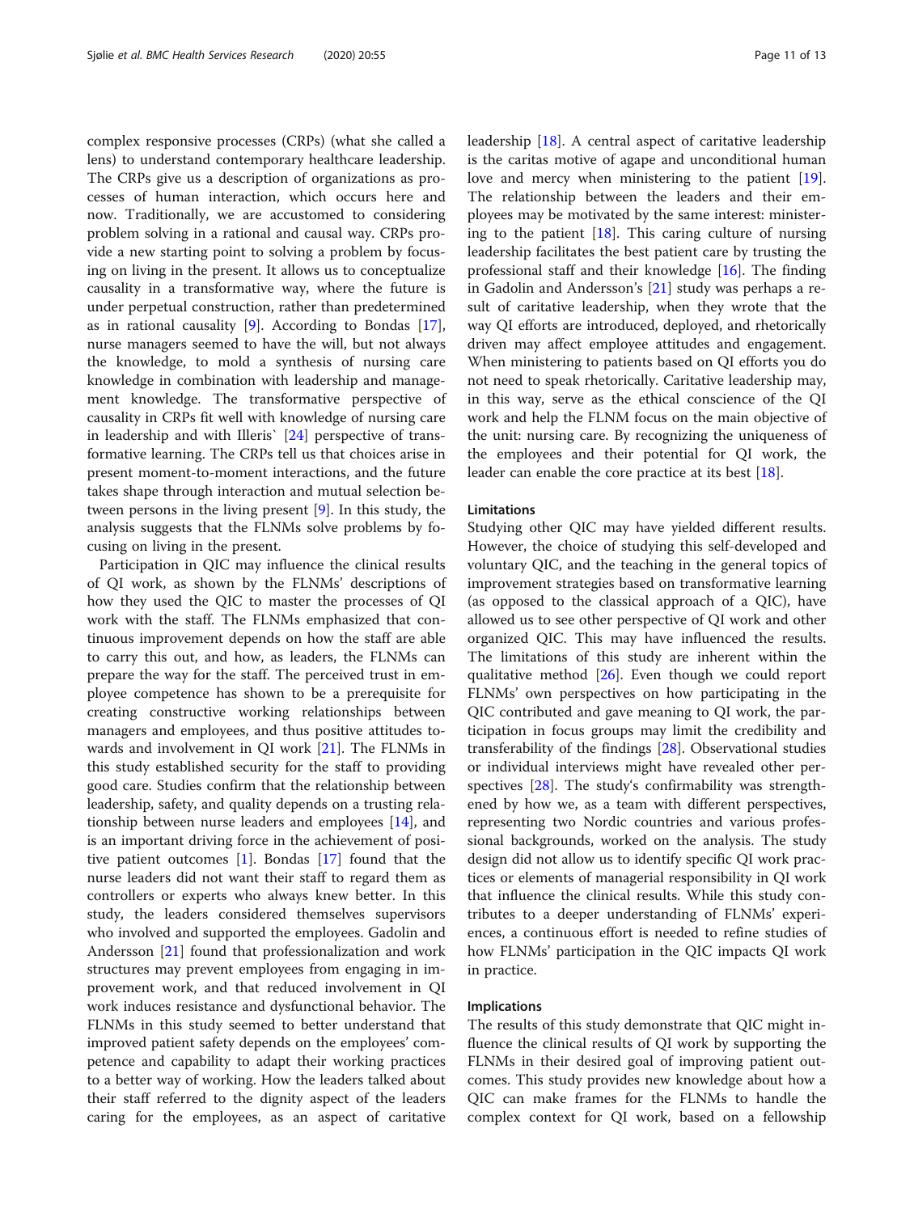complex responsive processes (CRPs) (what she called a lens) to understand contemporary healthcare leadership. The CRPs give us a description of organizations as processes of human interaction, which occurs here and now. Traditionally, we are accustomed to considering problem solving in a rational and causal way. CRPs provide a new starting point to solving a problem by focusing on living in the present. It allows us to conceptualize causality in a transformative way, where the future is under perpetual construction, rather than predetermined as in rational causality [9]. According to Bondas [17], nurse managers seemed to have the will, but not always the knowledge, to mold a synthesis of nursing care knowledge in combination with leadership and management knowledge. The transformative perspective of causality in CRPs fit well with knowledge of nursing care in leadership and with Illeris` [24] perspective of transformative learning. The CRPs tell us that choices arise in present moment-to-moment interactions, and the future takes shape through interaction and mutual selection between persons in the living present [9]. In this study, the analysis suggests that the FLNMs solve problems by focusing on living in the present.

Participation in QIC may influence the clinical results of QI work, as shown by the FLNMs' descriptions of how they used the QIC to master the processes of QI work with the staff. The FLNMs emphasized that continuous improvement depends on how the staff are able to carry this out, and how, as leaders, the FLNMs can prepare the way for the staff. The perceived trust in employee competence has shown to be a prerequisite for creating constructive working relationships between managers and employees, and thus positive attitudes towards and involvement in QI work [21]. The FLNMs in this study established security for the staff to providing good care. Studies confirm that the relationship between leadership, safety, and quality depends on a trusting relationship between nurse leaders and employees [14], and is an important driving force in the achievement of positive patient outcomes [1]. Bondas [17] found that the nurse leaders did not want their staff to regard them as controllers or experts who always knew better. In this study, the leaders considered themselves supervisors who involved and supported the employees. Gadolin and Andersson [21] found that professionalization and work structures may prevent employees from engaging in improvement work, and that reduced involvement in QI work induces resistance and dysfunctional behavior. The FLNMs in this study seemed to better understand that improved patient safety depends on the employees' competence and capability to adapt their working practices to a better way of working. How the leaders talked about their staff referred to the dignity aspect of the leaders caring for the employees, as an aspect of caritative leadership [18]. A central aspect of caritative leadership is the caritas motive of agape and unconditional human love and mercy when ministering to the patient [19]. The relationship between the leaders and their employees may be motivated by the same interest: ministering to the patient [18]. This caring culture of nursing leadership facilitates the best patient care by trusting the professional staff and their knowledge [16]. The finding in Gadolin and Andersson's [21] study was perhaps a result of caritative leadership, when they wrote that the way QI efforts are introduced, deployed, and rhetorically driven may affect employee attitudes and engagement. When ministering to patients based on QI efforts you do not need to speak rhetorically. Caritative leadership may, in this way, serve as the ethical conscience of the QI work and help the FLNM focus on the main objective of the unit: nursing care. By recognizing the uniqueness of the employees and their potential for QI work, the leader can enable the core practice at its best [18].

### Limitations

Studying other QIC may have yielded different results. However, the choice of studying this self-developed and voluntary QIC, and the teaching in the general topics of improvement strategies based on transformative learning (as opposed to the classical approach of a QIC), have allowed us to see other perspective of QI work and other organized QIC. This may have influenced the results. The limitations of this study are inherent within the qualitative method [26]. Even though we could report FLNMs' own perspectives on how participating in the QIC contributed and gave meaning to QI work, the participation in focus groups may limit the credibility and transferability of the findings [28]. Observational studies or individual interviews might have revealed other perspectives [28]. The study's confirmability was strengthened by how we, as a team with different perspectives, representing two Nordic countries and various professional backgrounds, worked on the analysis. The study design did not allow us to identify specific QI work practices or elements of managerial responsibility in QI work that influence the clinical results. While this study contributes to a deeper understanding of FLNMs' experiences, a continuous effort is needed to refine studies of how FLNMs' participation in the QIC impacts QI work in practice.

### Implications

The results of this study demonstrate that QIC might influence the clinical results of QI work by supporting the FLNMs in their desired goal of improving patient outcomes. This study provides new knowledge about how a QIC can make frames for the FLNMs to handle the complex context for QI work, based on a fellowship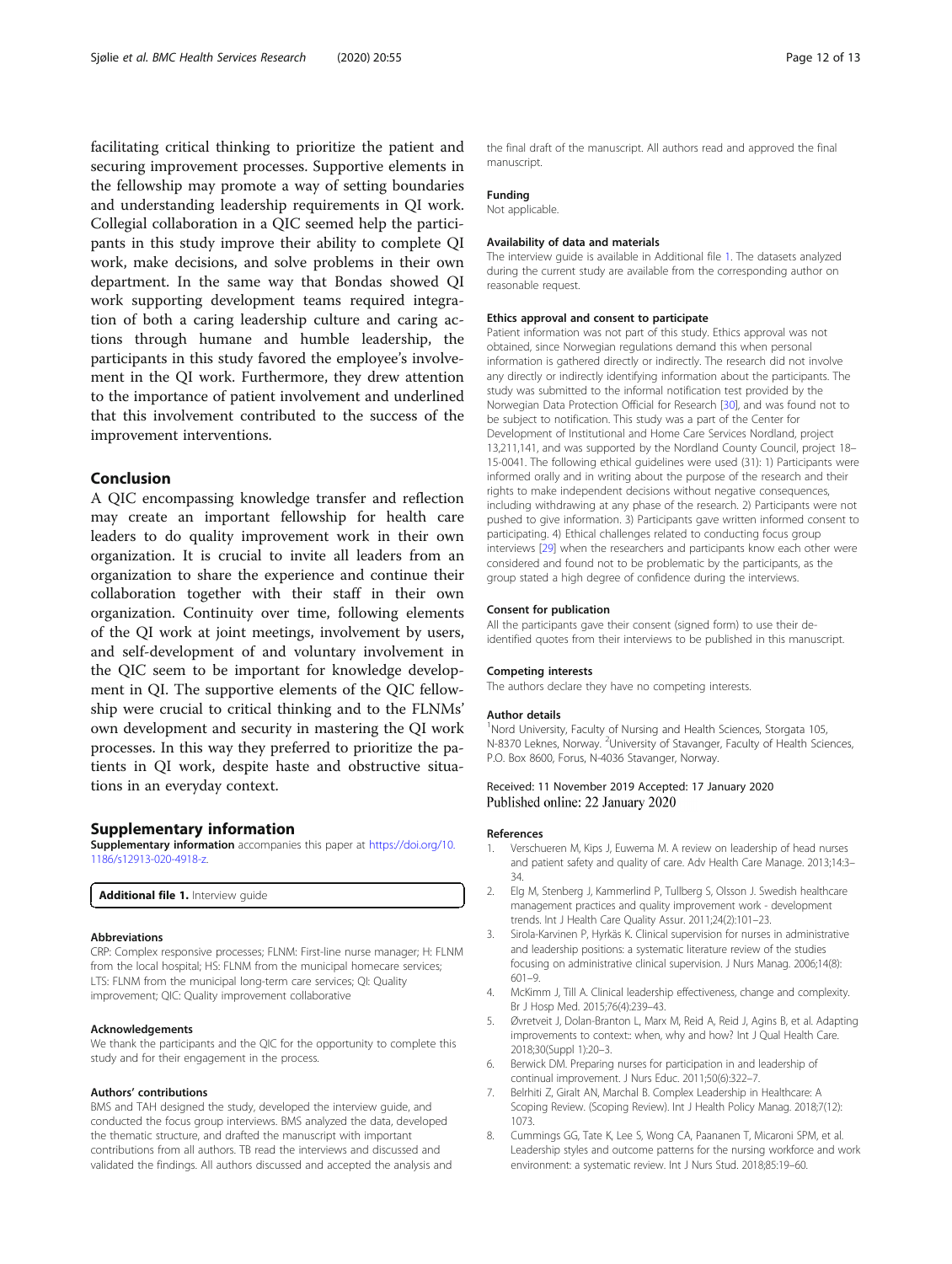facilitating critical thinking to prioritize the patient and securing improvement processes. Supportive elements in the fellowship may promote a way of setting boundaries and understanding leadership requirements in QI work. Collegial collaboration in a QIC seemed help the participants in this study improve their ability to complete QI work, make decisions, and solve problems in their own department. In the same way that Bondas showed QI work supporting development teams required integration of both a caring leadership culture and caring actions through humane and humble leadership, the participants in this study favored the employee's involvement in the QI work. Furthermore, they drew attention to the importance of patient involvement and underlined that this involvement contributed to the success of the improvement interventions.

## Conclusion

A QIC encompassing knowledge transfer and reflection may create an important fellowship for health care leaders to do quality improvement work in their own organization. It is crucial to invite all leaders from an organization to share the experience and continue their collaboration together with their staff in their own organization. Continuity over time, following elements of the QI work at joint meetings, involvement by users, and self-development of and voluntary involvement in the QIC seem to be important for knowledge development in QI. The supportive elements of the QIC fellowship were crucial to critical thinking and to the FLNMs' own development and security in mastering the QI work processes. In this way they preferred to prioritize the patients in QI work, despite haste and obstructive situations in an everyday context.

## Supplementary information

**Supplementary information** accompanies this paper at https://doi.org/10.1186/s12913-020-4918-z.

**Additional file 1.** Interview guide

#### Abbreviations

CRP: Complex responsive processes; FLNM: First-line nurse manager; H: FLNM from the local hospital; HS: FLNM from the municipal homecare services; LTS: FLNM from the municipal long-term care services; QI: Quality improvement; QIC: Quality improvement collaborative

#### Acknowledgements

We thank the participants and the QIC for the opportunity to complete this study and for their engagement in the process.

#### Authors' contributions

BMS and TAH designed the study, developed the interview guide, and conducted the focus group interviews. BMS analyzed the data, developed the thematic structure, and drafted the manuscript with important contributions from all authors. TB read the interviews and discussed and validated the findings. All authors discussed and accepted the analysis and the final draft of the manuscript. All authors read and approved the final manuscript.

#### Funding

Not applicable.

#### Availability of data and materials

The interview guide is available in Additional file 1. The datasets analyzed during the current study are available from the corresponding author on reasonable request.

#### Ethics approval and consent to participate

Patient information was not part of this study. Ethics approval was not obtained, since Norwegian regulations demand this when personal information is gathered directly or indirectly. The research did not involve any directly or indirectly identifying information about the participants. The study was submitted to the informal notification test provided by the Norwegian Data Protection Official for Research [30], and was found not to be subject to notification. This study was a part of the Center for Development of Institutional and Home Care Services Nordland, project 13,211,141, and was supported by the Nordland County Council, project 18–15-0041. The following ethical guidelines were used (31): 1) Participants were informed orally and in writing about the purpose of the research and their rights to make independent decisions without negative consequences, including withdrawing at any phase of the research. 2) Participants were not pushed to give information. 3) Participants gave written informed consent to participating. 4) Ethical challenges related to conducting focus group interviews [29] when the researchers and participants know each other were considered and found not to be problematic by the participants, as the group stated a high degree of confidence during the interviews.

#### Consent for publication

All the participants gave their consent (signed form) to use their de-identified quotes from their interviews to be published in this manuscript.

#### Competing interests

The authors declare they have no competing interests.

#### Author details

[1]Nord University, Faculty of Nursing and Health Sciences, Storgata 105, N-8370 Leknes, Norway. [2]University of Stavanger, Faculty of Health Sciences, P.O. Box 8600, Forus, N-4036 Stavanger, Norway.

Received: 11 November 2019 Accepted: 17 January 2020
Published online: 22 January 2020

#### References

1. Verschueren M, Kips J, Euwema M. A review on leadership of head nurses and patient safety and quality of care. Adv Health Care Manage. 2013;14:3–34.
2. Elg M, Stenberg J, Kammerlind P, Tullberg S, Olsson J. Swedish healthcare management practices and quality improvement work - development trends. Int J Health Care Quality Assur. 2011;24(2):101–23.
3. Sirola-Karvinen P, Hyrkäs K. Clinical supervision for nurses in administrative and leadership positions: a systematic literature review of the studies focusing on administrative clinical supervision. J Nurs Manag. 2006;14(8):601–9.
4. McKimm J, Till A. Clinical leadership effectiveness, change and complexity. Br J Hosp Med. 2015;76(4):239–43.
5. Øvretveit J, Dolan-Branton L, Marx M, Reid A, Reid J, Agins B, et al. Adapting improvements to context:: when, why and how? Int J Qual Health Care. 2018;30(Suppl 1):20–3.
6. Berwick DM. Preparing nurses for participation in and leadership of continual improvement. J Nurs Educ. 2011;50(6):322–7.
7. Belrhiti Z, Giralt AN, Marchal B. Complex Leadership in Healthcare: A Scoping Review. (Scoping Review). Int J Health Policy Manag. 2018;7(12):1073.
8. Cummings GG, Tate K, Lee S, Wong CA, Paananen T, Micaroni SPM, et al. Leadership styles and outcome patterns for the nursing workforce and work environment: a systematic review. Int J Nurs Stud. 2018;85:19–60.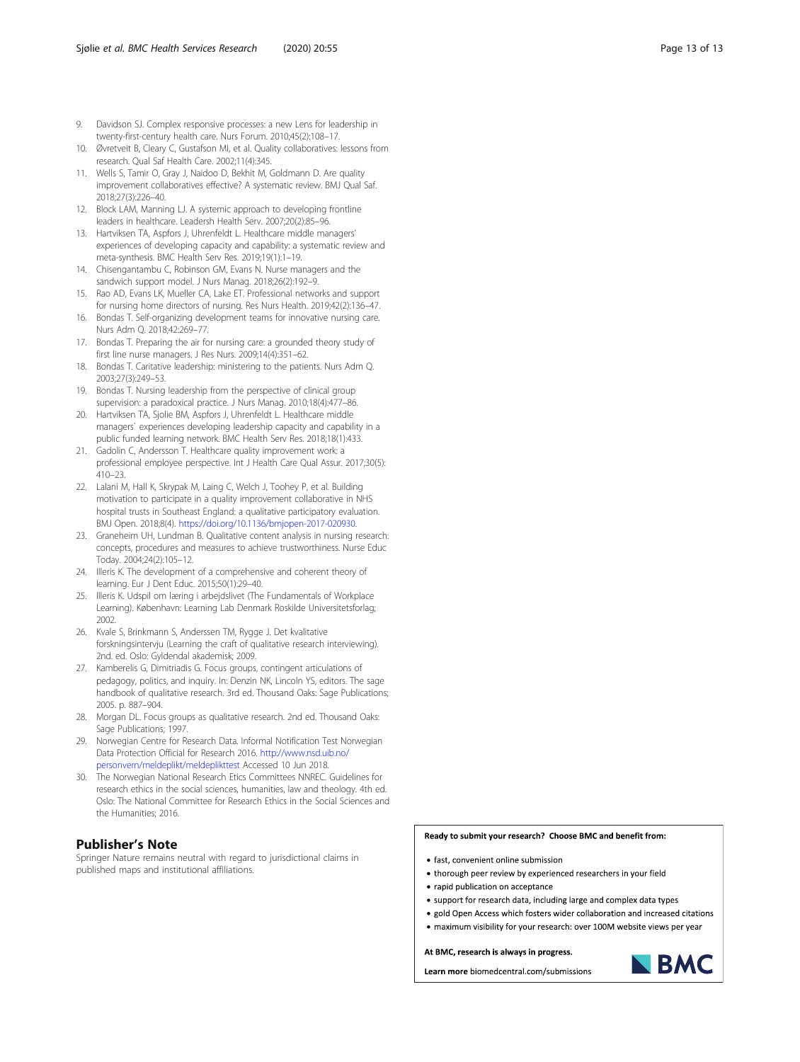9. Davidson SJ. Complex responsive processes: a new Lens for leadership in twenty-first-century health care. Nurs Forum. 2010;45(2):108–17.
10. Øvretveit B, Cleary C, Gustafson MI, et al. Quality collaboratives: lessons from research. Qual Saf Health Care. 2002;11(4):345.
11. Wells S, Tamir O, Gray J, Naidoo D, Bekhit M, Goldmann D. Are quality improvement collaboratives effective? A systematic review. BMJ Qual Saf. 2018;27(3):226–40.
12. Block LAM, Manning LJ. A systemic approach to developing frontline leaders in healthcare. Leadersh Health Serv. 2007;20(2):85–96.
13. Hartviksen TA, Aspfors J, Uhrenfeldt L. Healthcare middle managers' experiences of developing capacity and capability: a systematic review and meta-synthesis. BMC Health Serv Res. 2019;19(1):1–19.
14. Chisengantambu C, Robinson GM, Evans N. Nurse managers and the sandwich support model. J Nurs Manag. 2018;26(2):192–9.
15. Rao AD, Evans LK, Mueller CA, Lake ET. Professional networks and support for nursing home directors of nursing. Res Nurs Health. 2019;42(2):136–47.
16. Bondas T. Self-organizing development teams for innovative nursing care. Nurs Adm Q. 2018;42:269–77.
17. Bondas T. Preparing the air for nursing care: a grounded theory study of first line nurse managers. J Res Nurs. 2009;14(4):351–62.
18. Bondas T. Caritative leadership: ministering to the patients. Nurs Adm Q. 2003;27(3):249–53.
19. Bondas T. Nursing leadership from the perspective of clinical group supervision: a paradoxical practice. J Nurs Manag. 2010;18(4):477–86.
20. Hartviksen TA, Sjolie BM, Aspfors J, Uhrenfeldt L. Healthcare middle managers` experiences developing leadership capacity and capability in a public funded learning network. BMC Health Serv Res. 2018;18(1):433.
21. Gadolin C, Andersson T. Healthcare quality improvement work: a professional employee perspective. Int J Health Care Qual Assur. 2017;30(5): 410–23.
22. Lalani M, Hall K, Skrypak M, Laing C, Welch J, Toohey P, et al. Building motivation to participate in a quality improvement collaborative in NHS hospital trusts in Southeast England: a qualitative participatory evaluation. BMJ Open. 2018;8(4). https://doi.org/10.1136/bmjopen-2017-020930.
23. Graneheim UH, Lundman B. Qualitative content analysis in nursing research: concepts, procedures and measures to achieve trustworthiness. Nurse Educ Today. 2004;24(2):105–12.
24. Illeris K. The development of a comprehensive and coherent theory of learning. Eur J Dent Educ. 2015;50(1):29–40.
25. Illeris K. Udspil om læring i arbejdslivet (The Fundamentals of Workplace Learning). København: Learning Lab Denmark Roskilde Universitetsforlag; 2002.
26. Kvale S, Brinkmann S, Anderssen TM, Rygge J. Det kvalitative forskningsintervju (Learning the craft of qualitative research interviewing). 2nd. ed. Oslo: Gyldendal akademisk; 2009.
27. Kamberelis G, Dimitriadis G. Focus groups, contingent articulations of pedagogy, politics, and inquiry. In: Denzin NK, Lincoln YS, editors. The sage handbook of qualitative research. 3rd ed. Thousand Oaks: Sage Publications; 2005. p. 887–904.
28. Morgan DL. Focus groups as qualitative research. 2nd ed. Thousand Oaks: Sage Publications; 1997.
29. Norwegian Centre for Research Data. Informal Notification Test Norwegian Data Protection Official for Research 2016. http://www.nsd.uib.no/personvern/meldeplikt/meldeplikttest Accessed 10 Jun 2018.
30. The Norwegian National Research Etics Committees NNREC. Guidelines for research ethics in the social sciences, humanities, law and theology. 4th ed. Oslo: The National Committee for Research Ethics in the Social Sciences and the Humanities; 2016.

## Publisher's Note

Springer Nature remains neutral with regard to jurisdictional claims in published maps and institutional affiliations.

**Ready to submit your research? Choose BMC and benefit from:**

- fast, convenient online submission
- thorough peer review by experienced researchers in your field
- rapid publication on acceptance
- support for research data, including large and complex data types
- gold Open Access which fosters wider collaboration and increased citations
- maximum visibility for your research: over 100M website views per year

**At BMC, research is always in progress.**

**Learn more** biomedcentral.com/submissions

BMC